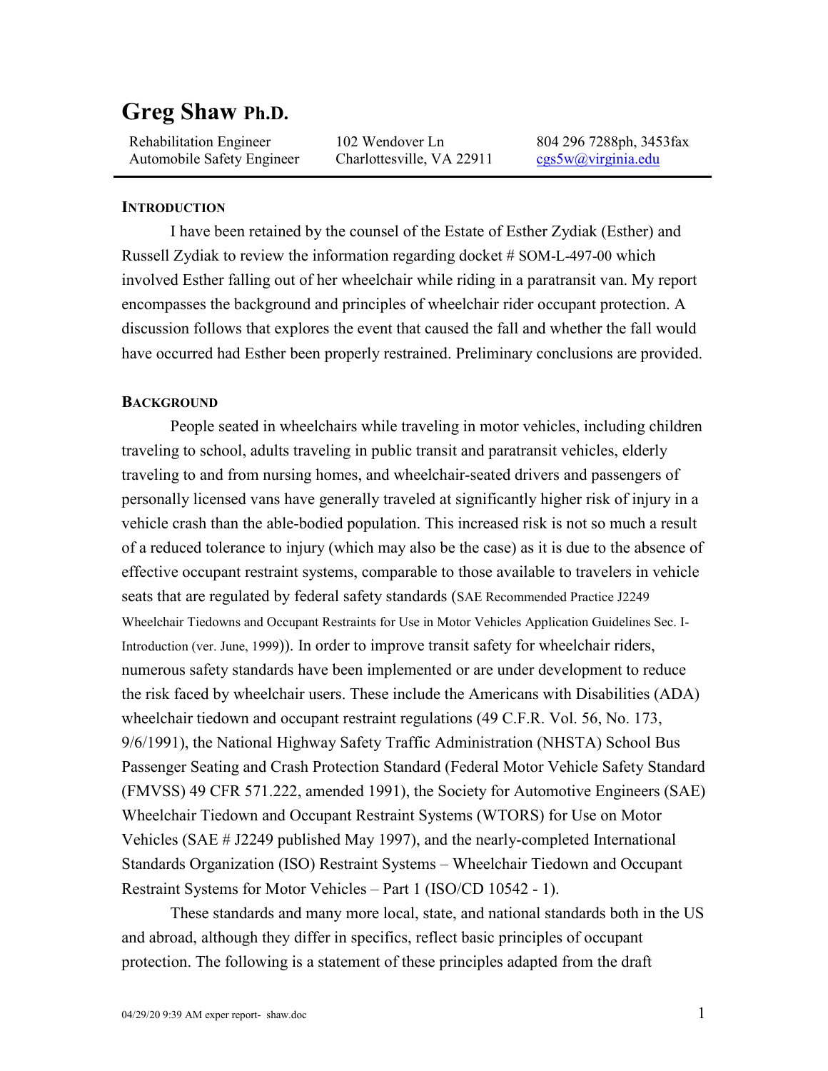# Greg Shaw Ph.D.

| Rehabilitation Engineer | 102 Wendover Ln | 804 296 7288ph, 3453fax |
|---|---|---|
| Automobile Safety Engineer | Charlottesville, VA 22911 | cgs5w@virginia.edu |

## INTRODUCTION

I have been retained by the counsel of the Estate of Esther Zydiak (Esther) and Russell Zydiak to review the information regarding docket # SOM-L-497-00 which involved Esther falling out of her wheelchair while riding in a paratransit van. My report encompasses the background and principles of wheelchair rider occupant protection. A discussion follows that explores the event that caused the fall and whether the fall would have occurred had Esther been properly restrained. Preliminary conclusions are provided.

## BACKGROUND

People seated in wheelchairs while traveling in motor vehicles, including children traveling to school, adults traveling in public transit and paratransit vehicles, elderly traveling to and from nursing homes, and wheelchair-seated drivers and passengers of personally licensed vans have generally traveled at significantly higher risk of injury in a vehicle crash than the able-bodied population. This increased risk is not so much a result of a reduced tolerance to injury (which may also be the case) as it is due to the absence of effective occupant restraint systems, comparable to those available to travelers in vehicle seats that are regulated by federal safety standards (SAE Recommended Practice J2249 Wheelchair Tiedowns and Occupant Restraints for Use in Motor Vehicles Application Guidelines Sec. I-Introduction (ver. June, 1999)). In order to improve transit safety for wheelchair riders, numerous safety standards have been implemented or are under development to reduce the risk faced by wheelchair users. These include the Americans with Disabilities (ADA) wheelchair tiedown and occupant restraint regulations (49 C.F.R. Vol. 56, No. 173, 9/6/1991), the National Highway Safety Traffic Administration (NHSTA) School Bus Passenger Seating and Crash Protection Standard (Federal Motor Vehicle Safety Standard (FMVSS) 49 CFR 571.222, amended 1991), the Society for Automotive Engineers (SAE) Wheelchair Tiedown and Occupant Restraint Systems (WTORS) for Use on Motor Vehicles (SAE # J2249 published May 1997), and the nearly-completed International Standards Organization (ISO) Restraint Systems – Wheelchair Tiedown and Occupant Restraint Systems for Motor Vehicles – Part 1 (ISO/CD 10542 - 1).

These standards and many more local, state, and national standards both in the US and abroad, although they differ in specifics, reflect basic principles of occupant protection. The following is a statement of these principles adapted from the draft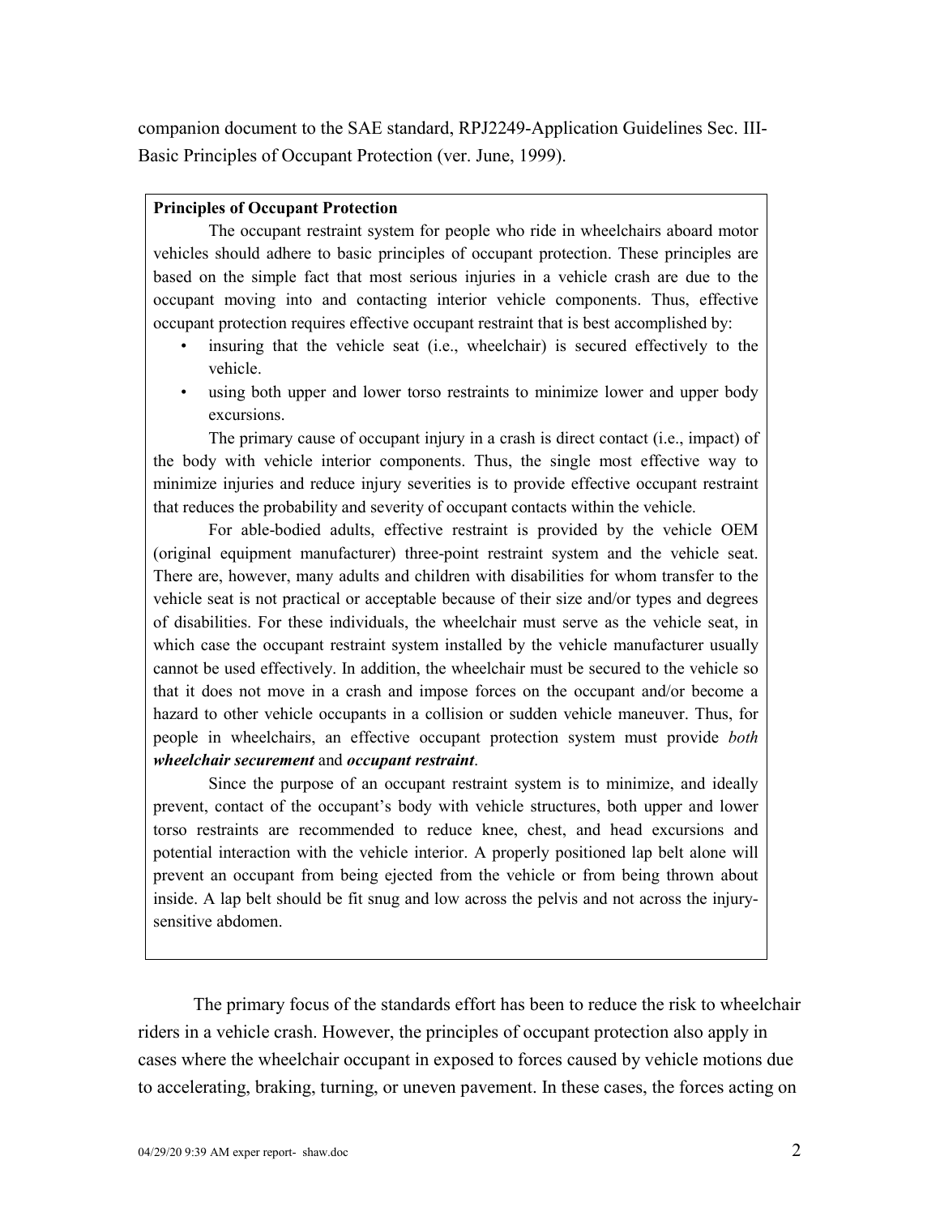companion document to the SAE standard, RPJ2249-Application Guidelines Sec. III-Basic Principles of Occupant Protection (ver. June, 1999).

> **Principles of Occupant Protection**
>
> The occupant restraint system for people who ride in wheelchairs aboard motor vehicles should adhere to basic principles of occupant protection. These principles are based on the simple fact that most serious injuries in a vehicle crash are due to the occupant moving into and contacting interior vehicle components. Thus, effective occupant protection requires effective occupant restraint that is best accomplished by:
>
> - insuring that the vehicle seat (i.e., wheelchair) is secured effectively to the vehicle.
> - using both upper and lower torso restraints to minimize lower and upper body excursions.
>
> The primary cause of occupant injury in a crash is direct contact (i.e., impact) of the body with vehicle interior components. Thus, the single most effective way to minimize injuries and reduce injury severities is to provide effective occupant restraint that reduces the probability and severity of occupant contacts within the vehicle.
>
> For able-bodied adults, effective restraint is provided by the vehicle OEM (original equipment manufacturer) three-point restraint system and the vehicle seat. There are, however, many adults and children with disabilities for whom transfer to the vehicle seat is not practical or acceptable because of their size and/or types and degrees of disabilities. For these individuals, the wheelchair must serve as the vehicle seat, in which case the occupant restraint system installed by the vehicle manufacturer usually cannot be used effectively. In addition, the wheelchair must be secured to the vehicle so that it does not move in a crash and impose forces on the occupant and/or become a hazard to other vehicle occupants in a collision or sudden vehicle maneuver. Thus, for people in wheelchairs, an effective occupant protection system must provide *both **wheelchair securement*** and ***occupant restraint***.
>
> Since the purpose of an occupant restraint system is to minimize, and ideally prevent, contact of the occupant's body with vehicle structures, both upper and lower torso restraints are recommended to reduce knee, chest, and head excursions and potential interaction with the vehicle interior. A properly positioned lap belt alone will prevent an occupant from being ejected from the vehicle or from being thrown about inside. A lap belt should be fit snug and low across the pelvis and not across the injury-sensitive abdomen.

The primary focus of the standards effort has been to reduce the risk to wheelchair riders in a vehicle crash. However, the principles of occupant protection also apply in cases where the wheelchair occupant in exposed to forces caused by vehicle motions due to accelerating, braking, turning, or uneven pavement. In these cases, the forces acting on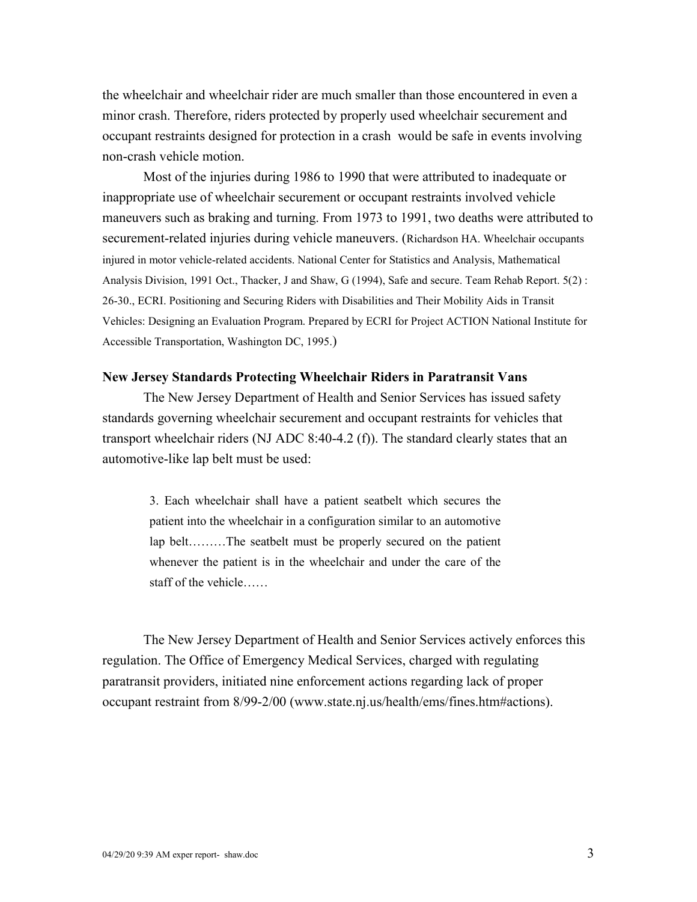the wheelchair and wheelchair rider are much smaller than those encountered in even a minor crash. Therefore, riders protected by properly used wheelchair securement and occupant restraints designed for protection in a crash would be safe in events involving non-crash vehicle motion.

Most of the injuries during 1986 to 1990 that were attributed to inadequate or inappropriate use of wheelchair securement or occupant restraints involved vehicle maneuvers such as braking and turning. From 1973 to 1991, two deaths were attributed to securement-related injuries during vehicle maneuvers. (Richardson HA. Wheelchair occupants injured in motor vehicle-related accidents. National Center for Statistics and Analysis, Mathematical Analysis Division, 1991 Oct., Thacker, J and Shaw, G (1994), Safe and secure. Team Rehab Report. 5(2) : 26-30., ECRI. Positioning and Securing Riders with Disabilities and Their Mobility Aids in Transit Vehicles: Designing an Evaluation Program. Prepared by ECRI for Project ACTION National Institute for Accessible Transportation, Washington DC, 1995.)

**New Jersey Standards Protecting Wheelchair Riders in Paratransit Vans**

The New Jersey Department of Health and Senior Services has issued safety standards governing wheelchair securement and occupant restraints for vehicles that transport wheelchair riders (NJ ADC 8:40-4.2 (f)). The standard clearly states that an automotive-like lap belt must be used:

> 3. Each wheelchair shall have a patient seatbelt which secures the patient into the wheelchair in a configuration similar to an automotive lap belt………The seatbelt must be properly secured on the patient whenever the patient is in the wheelchair and under the care of the staff of the vehicle……

The New Jersey Department of Health and Senior Services actively enforces this regulation. The Office of Emergency Medical Services, charged with regulating paratransit providers, initiated nine enforcement actions regarding lack of proper occupant restraint from 8/99-2/00 (www.state.nj.us/health/ems/fines.htm#actions).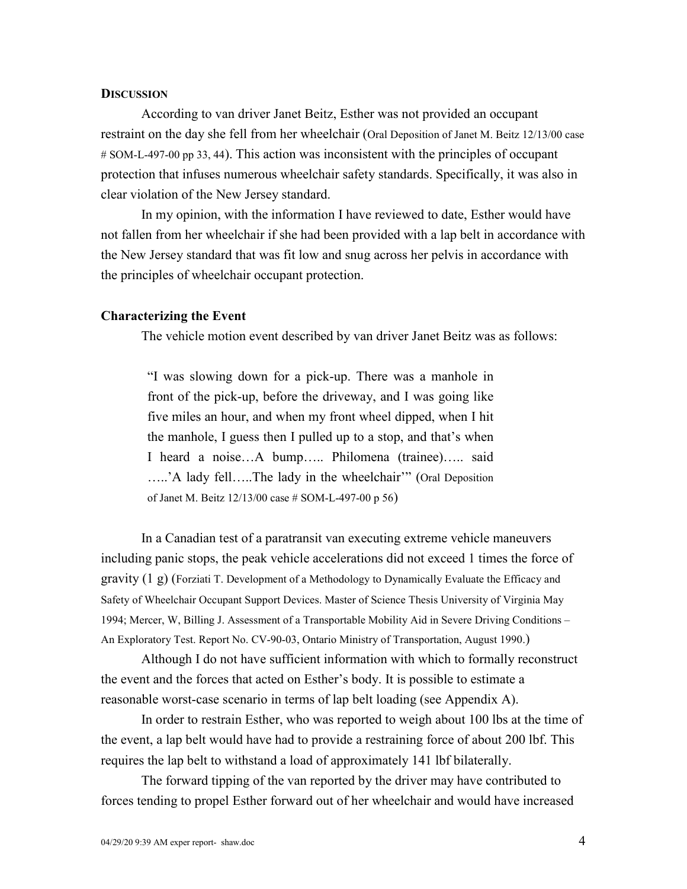## Discussion

According to van driver Janet Beitz, Esther was not provided an occupant restraint on the day she fell from her wheelchair (Oral Deposition of Janet M. Beitz 12/13/00 case # SOM-L-497-00 pp 33, 44). This action was inconsistent with the principles of occupant protection that infuses numerous wheelchair safety standards. Specifically, it was also in clear violation of the New Jersey standard.

In my opinion, with the information I have reviewed to date, Esther would have not fallen from her wheelchair if she had been provided with a lap belt in accordance with the New Jersey standard that was fit low and snug across her pelvis in accordance with the principles of wheelchair occupant protection.

### Characterizing the Event

The vehicle motion event described by van driver Janet Beitz was as follows:

> "I was slowing down for a pick-up. There was a manhole in front of the pick-up, before the driveway, and I was going like five miles an hour, and when my front wheel dipped, when I hit the manhole, I guess then I pulled up to a stop, and that's when I heard a noise…A bump….. Philomena (trainee)….. said …..'A lady fell…..The lady in the wheelchair'" (Oral Deposition of Janet M. Beitz 12/13/00 case # SOM-L-497-00 p 56)

In a Canadian test of a paratransit van executing extreme vehicle maneuvers including panic stops, the peak vehicle accelerations did not exceed 1 times the force of gravity (1 g) (Forziati T. Development of a Methodology to Dynamically Evaluate the Efficacy and Safety of Wheelchair Occupant Support Devices. Master of Science Thesis University of Virginia May 1994; Mercer, W, Billing J. Assessment of a Transportable Mobility Aid in Severe Driving Conditions – An Exploratory Test. Report No. CV-90-03, Ontario Ministry of Transportation, August 1990.)

Although I do not have sufficient information with which to formally reconstruct the event and the forces that acted on Esther's body. It is possible to estimate a reasonable worst-case scenario in terms of lap belt loading (see Appendix A).

In order to restrain Esther, who was reported to weigh about 100 lbs at the time of the event, a lap belt would have had to provide a restraining force of about 200 lbf. This requires the lap belt to withstand a load of approximately 141 lbf bilaterally.

The forward tipping of the van reported by the driver may have contributed to forces tending to propel Esther forward out of her wheelchair and would have increased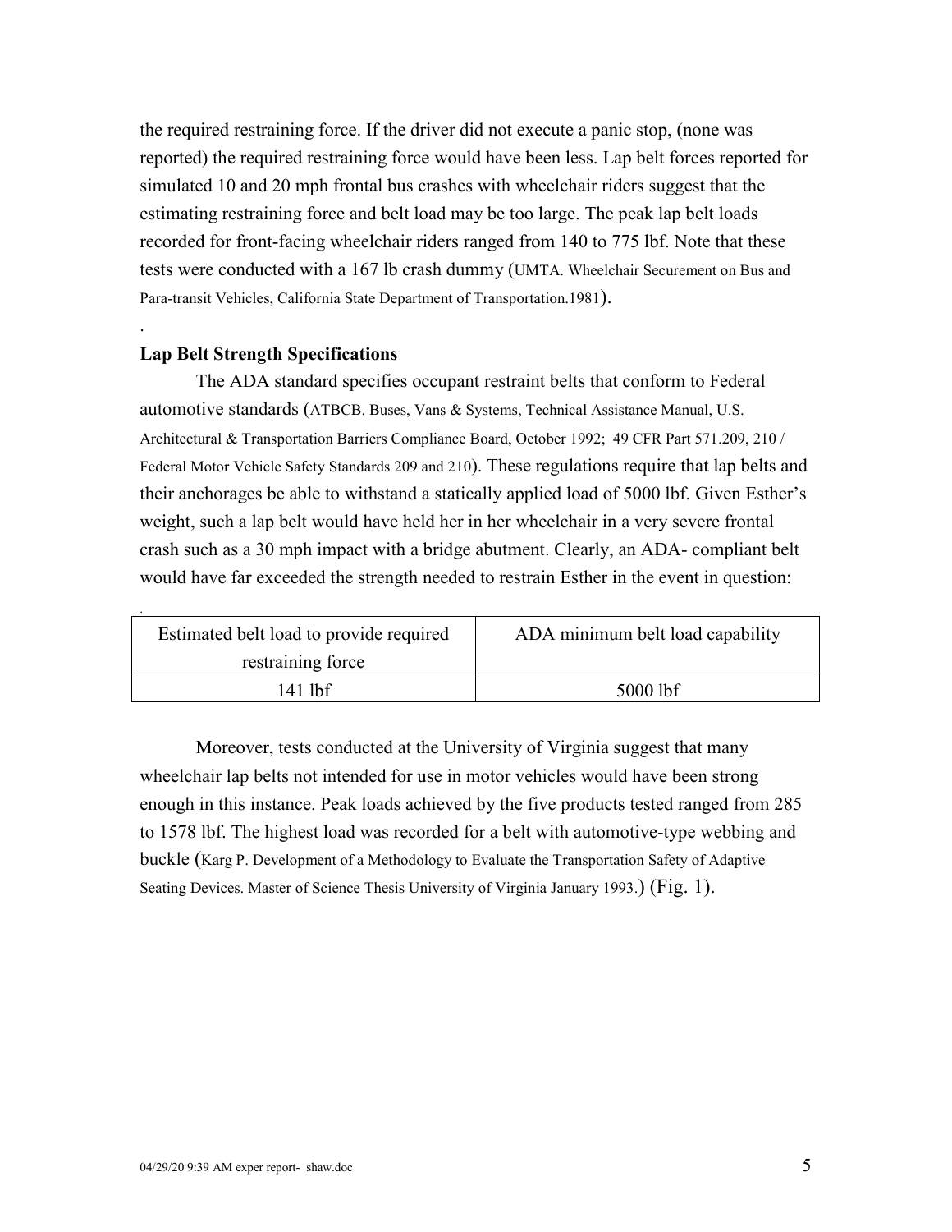the required restraining force. If the driver did not execute a panic stop, (none was reported) the required restraining force would have been less. Lap belt forces reported for simulated 10 and 20 mph frontal bus crashes with wheelchair riders suggest that the estimating restraining force and belt load may be too large. The peak lap belt loads recorded for front-facing wheelchair riders ranged from 140 to 775 lbf. Note that these tests were conducted with a 167 lb crash dummy (UMTA. Wheelchair Securement on Bus and Para-transit Vehicles, California State Department of Transportation.1981).

.

**Lap Belt Strength Specifications**

The ADA standard specifies occupant restraint belts that conform to Federal automotive standards (ATBCB. Buses, Vans & Systems, Technical Assistance Manual, U.S. Architectural & Transportation Barriers Compliance Board, October 1992; 49 CFR Part 571.209, 210 / Federal Motor Vehicle Safety Standards 209 and 210). These regulations require that lap belts and their anchorages be able to withstand a statically applied load of 5000 lbf. Given Esther's weight, such a lap belt would have held her in her wheelchair in a very severe frontal crash such as a 30 mph impact with a bridge abutment. Clearly, an ADA- compliant belt would have far exceeded the strength needed to restrain Esther in the event in question:

| Estimated belt load to provide required restraining force | ADA minimum belt load capability |
|---|---|
| 141 lbf | 5000 lbf |

Moreover, tests conducted at the University of Virginia suggest that many wheelchair lap belts not intended for use in motor vehicles would have been strong enough in this instance. Peak loads achieved by the five products tested ranged from 285 to 1578 lbf. The highest load was recorded for a belt with automotive-type webbing and buckle (Karg P. Development of a Methodology to Evaluate the Transportation Safety of Adaptive Seating Devices. Master of Science Thesis University of Virginia January 1993.) (Fig. 1).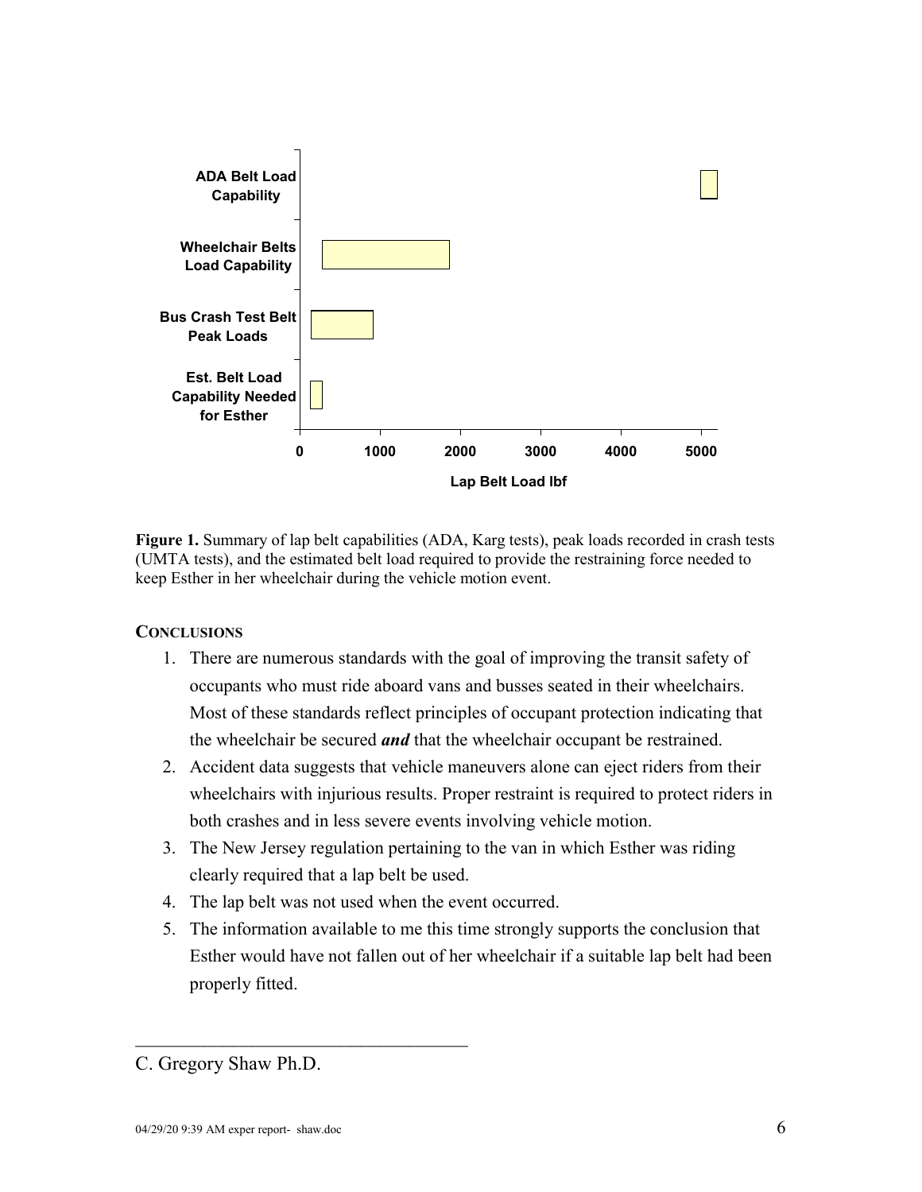**Figure 1.** Summary of lap belt capabilities (ADA, Karg tests), peak loads recorded in crash tests (UMTA tests), and the estimated belt load required to provide the restraining force needed to keep Esther in her wheelchair during the vehicle motion event.

## CONCLUSIONS

1. There are numerous standards with the goal of improving the transit safety of occupants who must ride aboard vans and busses seated in their wheelchairs. Most of these standards reflect principles of occupant protection indicating that the wheelchair be secured ***and*** that the wheelchair occupant be restrained.
2. Accident data suggests that vehicle maneuvers alone can eject riders from their wheelchairs with injurious results. Proper restraint is required to protect riders in both crashes and in less severe events involving vehicle motion.
3. The New Jersey regulation pertaining to the van in which Esther was riding clearly required that a lap belt be used.
4. The lap belt was not used when the event occurred.
5. The information available to me this time strongly supports the conclusion that Esther would have not fallen out of her wheelchair if a suitable lap belt had been properly fitted.

\_\_\_\_\_\_\_\_\_\_\_\_\_\_\_\_\_\_\_\_\_\_\_\_\_\_\_\_\_\_\_\_\_\_\_\_

C. Gregory Shaw Ph.D.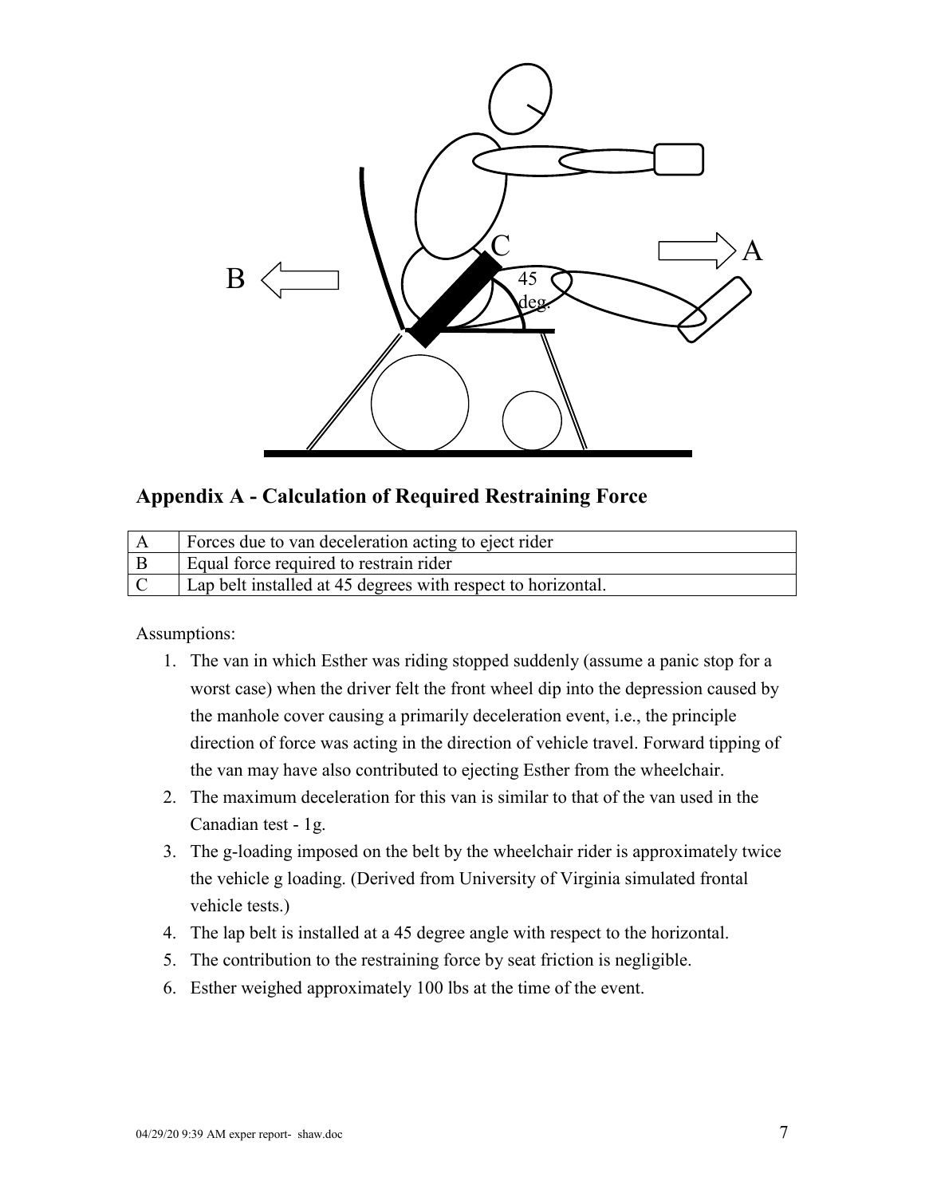## Appendix A - Calculation of Required Restraining Force

| | |
|---|---|
| A | Forces due to van deceleration acting to eject rider |
| B | Equal force required to restrain rider |
| C | Lap belt installed at 45 degrees with respect to horizontal. |

Assumptions:

1. The van in which Esther was riding stopped suddenly (assume a panic stop for a worst case) when the driver felt the front wheel dip into the depression caused by the manhole cover causing a primarily deceleration event, i.e., the principle direction of force was acting in the direction of vehicle travel. Forward tipping of the van may have also contributed to ejecting Esther from the wheelchair.
2. The maximum deceleration for this van is similar to that of the van used in the Canadian test - 1g.
3. The g-loading imposed on the belt by the wheelchair rider is approximately twice the vehicle g loading. (Derived from University of Virginia simulated frontal vehicle tests.)
4. The lap belt is installed at a 45 degree angle with respect to the horizontal.
5. The contribution to the restraining force by seat friction is negligible.
6. Esther weighed approximately 100 lbs at the time of the event.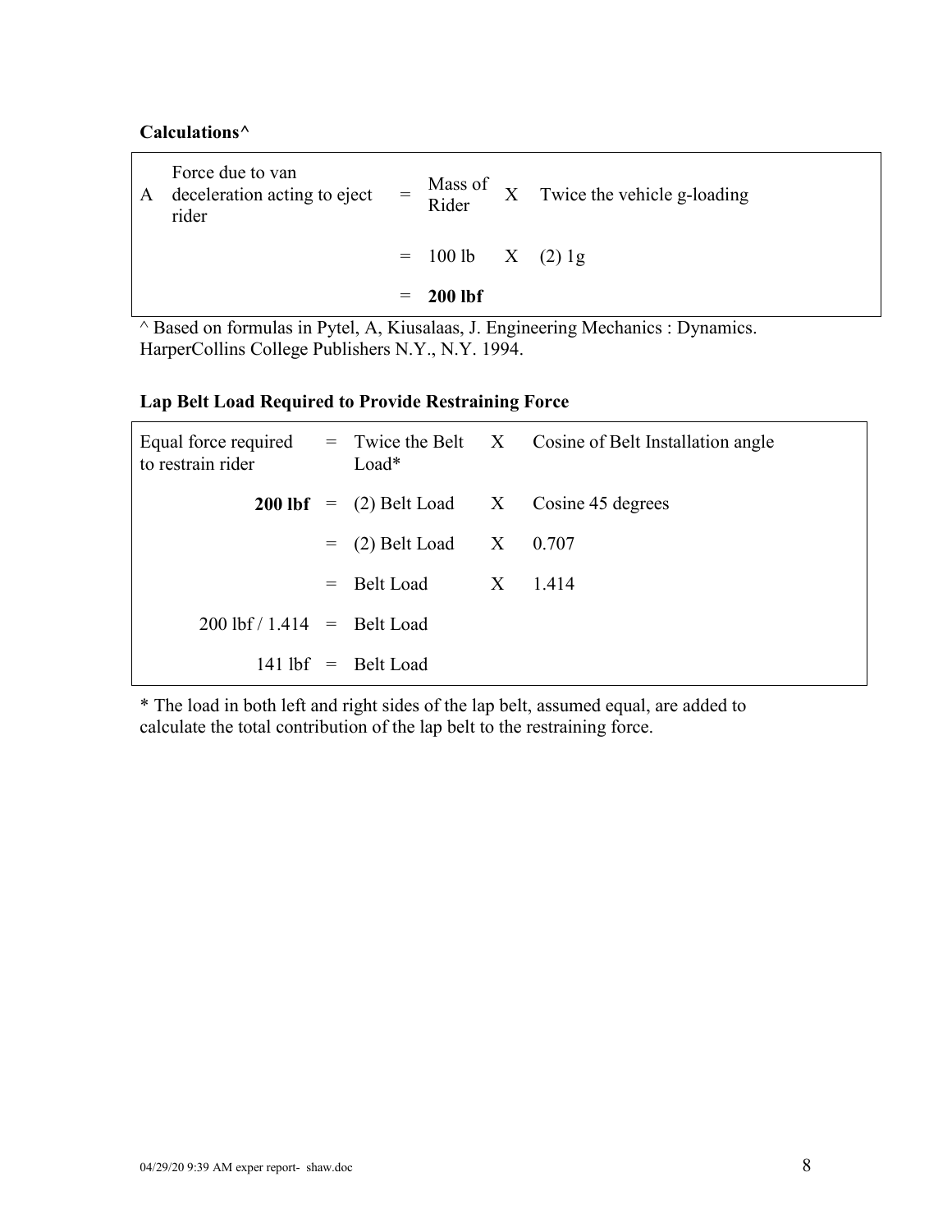**Calculations^**

| | | | | | |
|---|---|---|---|---|---|
| A | Force due to van deceleration acting to eject rider | = | Mass of Rider | X | Twice the vehicle g-loading |
| | | = | 100 lb | X | (2) 1g |
| | | = | **200 lbf** | | |

^ Based on formulas in Pytel, A, Kiusalaas, J. Engineering Mechanics : Dynamics. HarperCollins College Publishers N.Y., N.Y. 1994.

**Lap Belt Load Required to Provide Restraining Force**

| | | | | |
|---|---|---|---|---|
| Equal force required to restrain rider | = | Twice the Belt Load* | X | Cosine of Belt Installation angle |
| **200 lbf** | = | (2) Belt Load | X | Cosine 45 degrees |
| | = | (2) Belt Load | X | 0.707 |
| | = | Belt Load | X | 1.414 |
| 200 lbf / 1.414 | = | Belt Load | | |
| 141 lbf | = | Belt Load | | |

* The load in both left and right sides of the lap belt, assumed equal, are added to calculate the total contribution of the lap belt to the restraining force.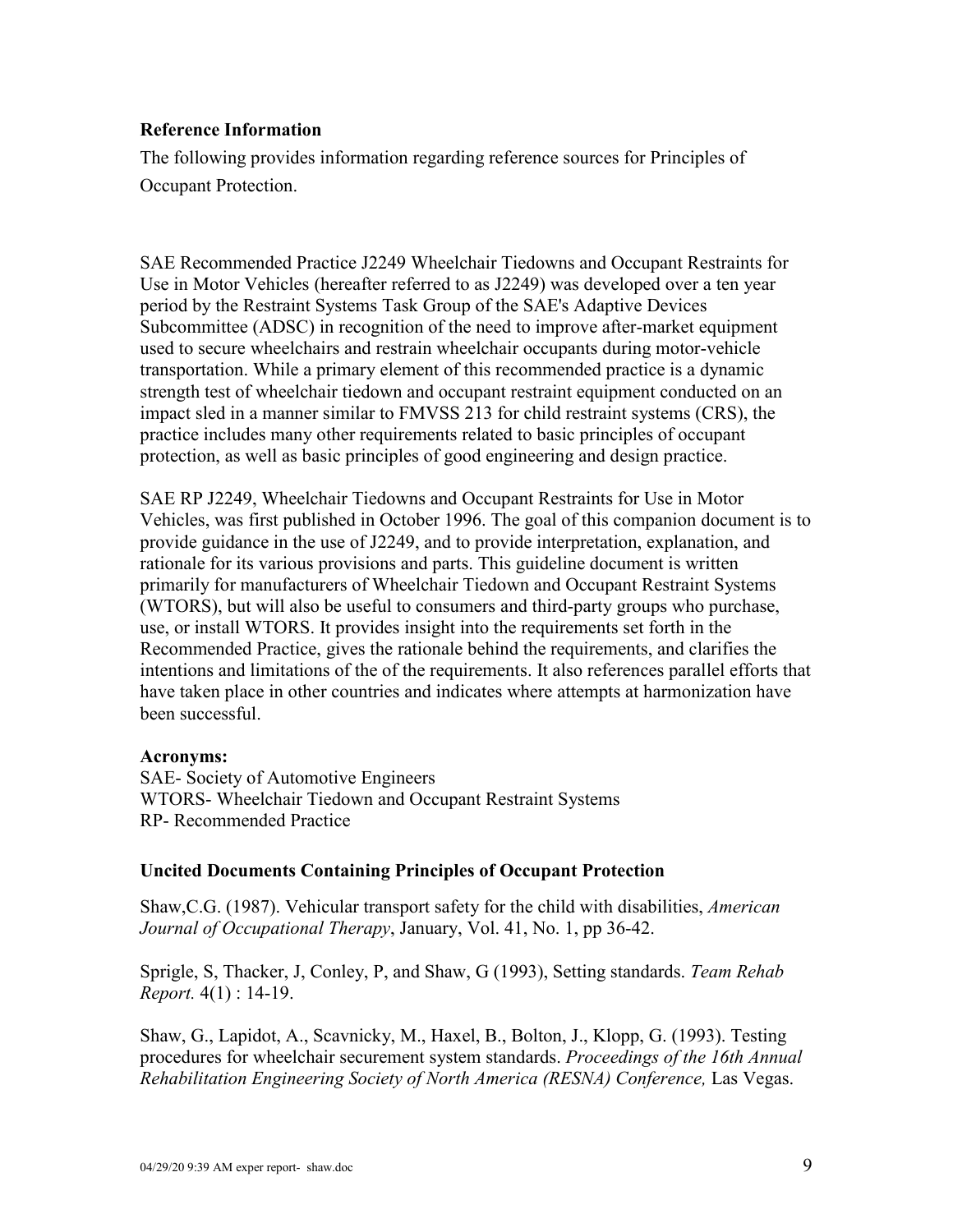### Reference Information

The following provides information regarding reference sources for Principles of Occupant Protection.

SAE Recommended Practice J2249 Wheelchair Tiedowns and Occupant Restraints for Use in Motor Vehicles (hereafter referred to as J2249) was developed over a ten year period by the Restraint Systems Task Group of the SAE's Adaptive Devices Subcommittee (ADSC) in recognition of the need to improve after-market equipment used to secure wheelchairs and restrain wheelchair occupants during motor-vehicle transportation. While a primary element of this recommended practice is a dynamic strength test of wheelchair tiedown and occupant restraint equipment conducted on an impact sled in a manner similar to FMVSS 213 for child restraint systems (CRS), the practice includes many other requirements related to basic principles of occupant protection, as well as basic principles of good engineering and design practice.

SAE RP J2249, Wheelchair Tiedowns and Occupant Restraints for Use in Motor Vehicles, was first published in October 1996. The goal of this companion document is to provide guidance in the use of J2249, and to provide interpretation, explanation, and rationale for its various provisions and parts. This guideline document is written primarily for manufacturers of Wheelchair Tiedown and Occupant Restraint Systems (WTORS), but will also be useful to consumers and third-party groups who purchase, use, or install WTORS. It provides insight into the requirements set forth in the Recommended Practice, gives the rationale behind the requirements, and clarifies the intentions and limitations of the of the requirements. It also references parallel efforts that have taken place in other countries and indicates where attempts at harmonization have been successful.

**Acronyms:**
SAE- Society of Automotive Engineers
WTORS- Wheelchair Tiedown and Occupant Restraint Systems
RP- Recommended Practice

### Uncited Documents Containing Principles of Occupant Protection

Shaw,C.G. (1987). Vehicular transport safety for the child with disabilities, *American Journal of Occupational Therapy*, January, Vol. 41, No. 1, pp 36-42.

Sprigle, S, Thacker, J, Conley, P, and Shaw, G (1993), Setting standards. *Team Rehab Report.* 4(1) : 14-19.

Shaw, G., Lapidot, A., Scavnicky, M., Haxel, B., Bolton, J., Klopp, G. (1993). Testing procedures for wheelchair securement system standards. *Proceedings of the 16th Annual Rehabilitation Engineering Society of North America (RESNA) Conference,* Las Vegas.